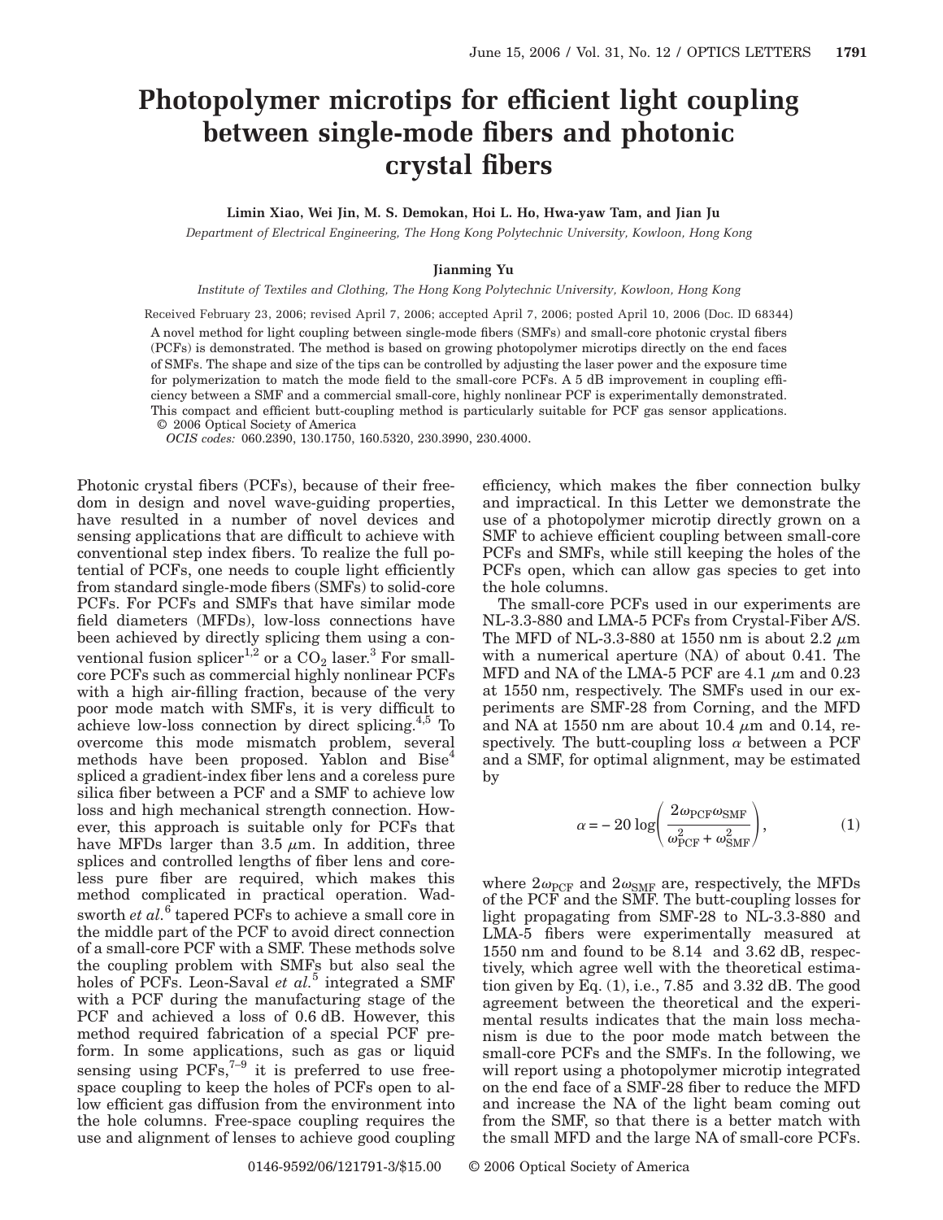# Photopolymer microtips for efficient light coupling between single-mode fibers and photonic crystal fibers

**Limin Xiao, Wei Jin, M. S. Demokan, Hoi L. Ho, Hwa-yaw Tam, and Jian Ju**

*Department of Electrical Engineering, The Hong Kong Polytechnic University, Kowloon, Hong Kong*

**Jianming Yu**

*Institute of Textiles and Clothing, The Hong Kong Polytechnic University, Kowloon, Hong Kong*

Received February 23, 2006; revised April 7, 2006; accepted April 7, 2006; posted April 10, 2006 (Doc. ID 68344)

A novel method for light coupling between single-mode fibers (SMFs) and small-core photonic crystal fibers (PCFs) is demonstrated. The method is based on growing photopolymer microtips directly on the end faces of SMFs. The shape and size of the tips can be controlled by adjusting the laser power and the exposure time for polymerization to match the mode field to the small-core PCFs. A 5 dB improvement in coupling efficiency between a SMF and a commercial small-core, highly nonlinear PCF is experimentally demonstrated. This compact and efficient butt-coupling method is particularly suitable for PCF gas sensor applications. © 2006 Optical Society of America

*OCIS codes:* 060.2390, 130.1750, 160.5320, 230.3990, 230.4000.

Photonic crystal fibers (PCFs), because of their freedom in design and novel wave-guiding properties, have resulted in a number of novel devices and sensing applications that are difficult to achieve with conventional step index fibers. To realize the full potential of PCFs, one needs to couple light efficiently from standard single-mode fibers (SMFs) to solid-core PCFs. For PCFs and SMFs that have similar mode field diameters (MFDs), low-loss connections have been achieved by directly splicing them using a conventional fusion splicer[1,2] or a $CO_2$ laser.[3] For small-core PCFs such as commercial highly nonlinear PCFs with a high air-filling fraction, because of the very poor mode match with SMFs, it is very difficult to achieve low-loss connection by direct splicing.[4,5] To overcome this mode mismatch problem, several methods have been proposed. Yablon and Bise[4] spliced a gradient-index fiber lens and a coreless pure silica fiber between a PCF and a SMF to achieve low loss and high mechanical strength connection. However, this approach is suitable only for PCFs that have MFDs larger than 3.5 $\mu$m. In addition, three splices and controlled lengths of fiber lens and coreless pure fiber are required, which makes this method complicated in practical operation. Wadsworth *et al.*[6] tapered PCFs to achieve a small core in the middle part of the PCF to avoid direct connection of a small-core PCF with a SMF. These methods solve the coupling problem with SMFs but also seal the holes of PCFs. Leon-Saval *et al.*[5] integrated a SMF with a PCF during the manufacturing stage of the PCF and achieved a loss of 0.6 dB. However, this method required fabrication of a special PCF preform. In some applications, such as gas or liquid sensing using PCFs,[7–9] it is preferred to use free-space coupling to keep the holes of PCFs open to allow efficient gas diffusion from the environment into the hole columns. Free-space coupling requires the use and alignment of lenses to achieve good coupling efficiency, which makes the fiber connection bulky and impractical. In this Letter we demonstrate the use of a photopolymer microtip directly grown on a SMF to achieve efficient coupling between small-core PCFs and SMFs, while still keeping the holes of the PCFs open, which can allow gas species to get into the hole columns.

The small-core PCFs used in our experiments are NL-3.3-880 and LMA-5 PCFs from Crystal-Fiber A/S. The MFD of NL-3.3-880 at 1550 nm is about 2.2 $\mu$m with a numerical aperture (NA) of about 0.41. The MFD and NA of the LMA-5 PCF are 4.1 $\mu$m and 0.23 at 1550 nm, respectively. The SMFs used in our experiments are SMF-28 from Corning, and the MFD and NA at 1550 nm are about 10.4 $\mu$m and 0.14, respectively. The butt-coupling loss $\alpha$ between a PCF and a SMF, for optimal alignment, may be estimated by

$$\alpha = -20 \log\left(\frac{2\omega_{\mathrm{PCF}}\omega_{\mathrm{SMF}}}{\omega_{\mathrm{PCF}}^2 + \omega_{\mathrm{SMF}}^2}\right), \tag{1}$$

where $2\omega_{\mathrm{PCF}}$ and $2\omega_{\mathrm{SMF}}$ are, respectively, the MFDs of the PCF and the SMF. The butt-coupling losses for light propagating from SMF-28 to NL-3.3-880 and LMA-5 fibers were experimentally measured at 1550 nm and found to be 8.14 and 3.62 dB, respectively, which agree well with the theoretical estimation given by Eq. (1), i.e., 7.85 and 3.32 dB. The good agreement between the theoretical and the experimental results indicates that the main loss mechanism is due to the poor mode match between the small-core PCFs and the SMFs. In the following, we will report using a photopolymer microtip integrated on the end face of a SMF-28 fiber to reduce the MFD and increase the NA of the light beam coming out from the SMF, so that there is a better match with the small MFD and the large NA of small-core PCFs.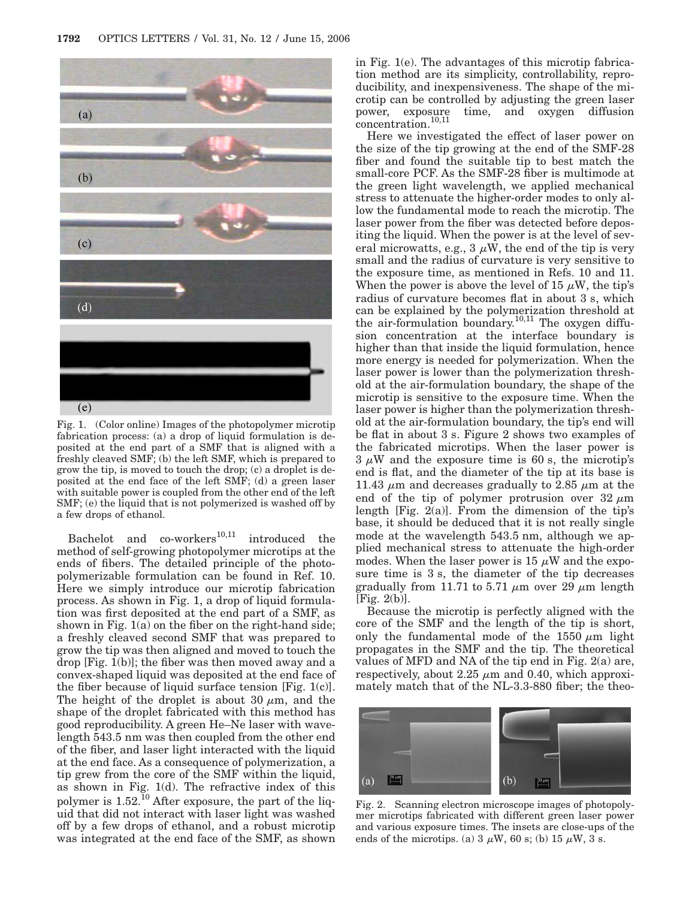Fig. 1. (Color online) Images of the photopolymer microtip fabrication process: (a) a drop of liquid formulation is deposited at the end part of a SMF that is aligned with a freshly cleaved SMF; (b) the left SMF, which is prepared to grow the tip, is moved to touch the drop; (c) a droplet is deposited at the end face of the left SMF; (d) a green laser with suitable power is coupled from the other end of the left SMF; (e) the liquid that is not polymerized is washed off by a few drops of ethanol.

Bachelot and co-workers[10,11] introduced the method of self-growing photopolymer microtips at the ends of fibers. The detailed principle of the photopolymerizable formulation can be found in Ref. 10. Here we simply introduce our microtip fabrication process. As shown in Fig. 1, a drop of liquid formulation was first deposited at the end part of a SMF, as shown in Fig. 1(a) on the fiber on the right-hand side; a freshly cleaved second SMF that was prepared to grow the tip was then aligned and moved to touch the drop [Fig. 1(b)]; the fiber was then moved away and a convex-shaped liquid was deposited at the end face of the fiber because of liquid surface tension [Fig. 1(c)]. The height of the droplet is about 30 $\mu$m, and the shape of the droplet fabricated with this method has good reproducibility. A green He–Ne laser with wavelength 543.5 nm was then coupled from the other end of the fiber, and laser light interacted with the liquid at the end face. As a consequence of polymerization, a tip grew from the core of the SMF within the liquid, as shown in Fig. 1(d). The refractive index of this polymer is 1.52.[10] After exposure, the part of the liquid that did not interact with laser light was washed off by a few drops of ethanol, and a robust microtip was integrated at the end face of the SMF, as shown in Fig. 1(e). The advantages of this microtip fabrication method are its simplicity, controllability, reproducibility, and inexpensiveness. The shape of the microtip can be controlled by adjusting the green laser power, exposure time, and oxygen diffusion concentration.[10,11]

Here we investigated the effect of laser power on the size of the tip growing at the end of the SMF-28 fiber and found the suitable tip to best match the small-core PCF. As the SMF-28 fiber is multimode at the green light wavelength, we applied mechanical stress to attenuate the higher-order modes to only allow the fundamental mode to reach the microtip. The laser power from the fiber was detected before depositing the liquid. When the power is at the level of several microwatts, e.g., 3 $\mu$W, the end of the tip is very small and the radius of curvature is very sensitive to the exposure time, as mentioned in Refs. 10 and 11. When the power is above the level of 15 $\mu$W, the tip's radius of curvature becomes flat in about 3 s, which can be explained by the polymerization threshold at the air-formulation boundary.[10,11] The oxygen diffusion concentration at the interface boundary is higher than that inside the liquid formulation, hence more energy is needed for polymerization. When the laser power is lower than the polymerization threshold at the air-formulation boundary, the shape of the microtip is sensitive to the exposure time. When the laser power is higher than the polymerization threshold at the air-formulation boundary, the tip's end will be flat in about 3 s. Figure 2 shows two examples of the fabricated microtips. When the laser power is 3 $\mu$W and the exposure time is 60 s, the microtip's end is flat, and the diameter of the tip at its base is 11.43 $\mu$m and decreases gradually to 2.85 $\mu$m at the end of the tip of polymer protrusion over 32 $\mu$m length [Fig. 2(a)]. From the dimension of the tip's base, it should be deduced that it is not really single mode at the wavelength 543.5 nm, although we applied mechanical stress to attenuate the high-order modes. When the laser power is 15 $\mu$W and the exposure time is 3 s, the diameter of the tip decreases gradually from 11.71 to 5.71 $\mu$m over 29 $\mu$m length [Fig. 2(b)].

Because the microtip is perfectly aligned with the core of the SMF and the length of the tip is short, only the fundamental mode of the 1550 $\mu$m light propagates in the SMF and the tip. The theoretical values of MFD and NA of the tip end in Fig. 2(a) are, respectively, about 2.25 $\mu$m and 0.40, which approximately match that of the NL-3.3-880 fiber; the theo-

Fig. 2. Scanning electron microscope images of photopolymer microtips fabricated with different green laser power and various exposure times. The insets are close-ups of the ends of the microtips. (a) 3 $\mu$W, 60 s; (b) 15 $\mu$W, 3 s.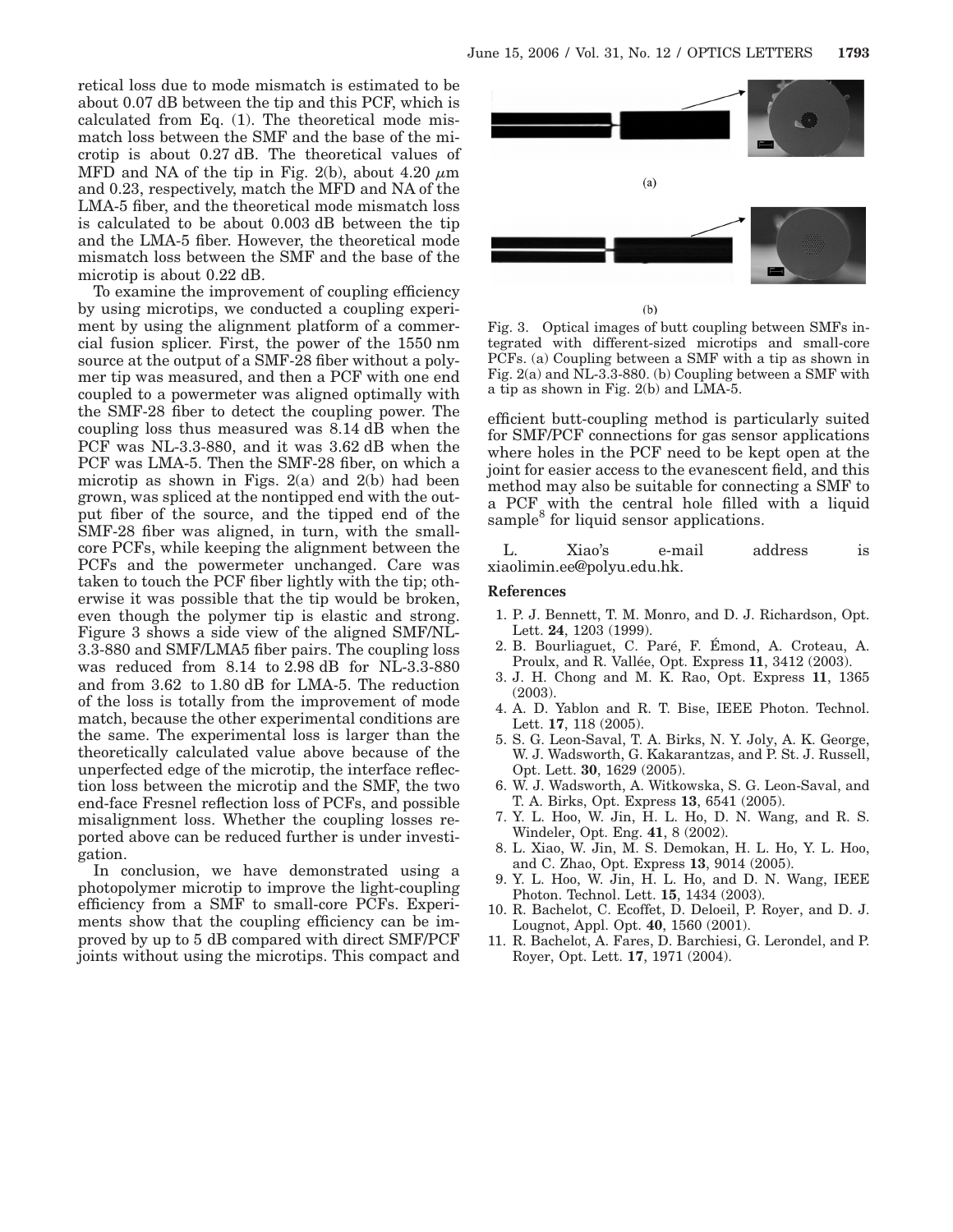retical loss due to mode mismatch is estimated to be about 0.07 dB between the tip and this PCF, which is calculated from Eq. (1). The theoretical mode mismatch loss between the SMF and the base of the microtip is about 0.27 dB. The theoretical values of MFD and NA of the tip in Fig. 2(b), about 4.20 $\mu$m and 0.23, respectively, match the MFD and NA of the LMA-5 fiber, and the theoretical mode mismatch loss is calculated to be about 0.003 dB between the tip and the LMA-5 fiber. However, the theoretical mode mismatch loss between the SMF and the base of the microtip is about 0.22 dB.

To examine the improvement of coupling efficiency by using microtips, we conducted a coupling experiment by using the alignment platform of a commercial fusion splicer. First, the power of the 1550 nm source at the output of a SMF-28 fiber without a polymer tip was measured, and then a PCF with one end coupled to a powermeter was aligned optimally with the SMF-28 fiber to detect the coupling power. The coupling loss thus measured was 8.14 dB when the PCF was NL-3.3-880, and it was 3.62 dB when the PCF was LMA-5. Then the SMF-28 fiber, on which a microtip as shown in Figs. 2(a) and 2(b) had been grown, was spliced at the nontipped end with the output fiber of the source, and the tipped end of the SMF-28 fiber was aligned, in turn, with the small-core PCFs, while keeping the alignment between the PCFs and the powermeter unchanged. Care was taken to touch the PCF fiber lightly with the tip; otherwise it was possible that the tip would be broken, even though the polymer tip is elastic and strong. Figure 3 shows a side view of the aligned SMF/NL-3.3-880 and SMF/LMA5 fiber pairs. The coupling loss was reduced from 8.14 to 2.98 dB for NL-3.3-880 and from 3.62 to 1.80 dB for LMA-5. The reduction of the loss is totally from the improvement of mode match, because the other experimental conditions are the same. The experimental loss is larger than the theoretically calculated value above because of the unperfected edge of the microtip, the interface reflection loss between the microtip and the SMF, the two end-face Fresnel reflection loss of PCFs, and possible misalignment loss. Whether the coupling losses reported above can be reduced further is under investigation.

In conclusion, we have demonstrated using a photopolymer microtip to improve the light-coupling efficiency from a SMF to small-core PCFs. Experiments show that the coupling efficiency can be improved by up to 5 dB compared with direct SMF/PCF joints without using the microtips. This compact and efficient butt-coupling method is particularly suited for SMF/PCF connections for gas sensor applications where holes in the PCF need to be kept open at the joint for easier access to the evanescent field, and this method may also be suitable for connecting a SMF to a PCF with the central hole filled with a liquid sample[8] for liquid sensor applications.

(a)

(b)

Fig. 3. Optical images of butt coupling between SMFs integrated with different-sized microtips and small-core PCFs. (a) Coupling between a SMF with a tip as shown in Fig. 2(a) and NL-3.3-880. (b) Coupling between a SMF with a tip as shown in Fig. 2(b) and LMA-5.

L. Xiao's e-mail address is xiaolimin.ee@polyu.edu.hk.

## References

1. P. J. Bennett, T. M. Monro, and D. J. Richardson, Opt. Lett. **24**, 1203 (1999).
2. B. Bourliaguet, C. Paré, F. Émond, A. Croteau, A. Proulx, and R. Vallée, Opt. Express **11**, 3412 (2003).
3. J. H. Chong and M. K. Rao, Opt. Express **11**, 1365 (2003).
4. A. D. Yablon and R. T. Bise, IEEE Photon. Technol. Lett. **17**, 118 (2005).
5. S. G. Leon-Saval, T. A. Birks, N. Y. Joly, A. K. George, W. J. Wadsworth, G. Kakarantzas, and P. St. J. Russell, Opt. Lett. **30**, 1629 (2005).
6. W. J. Wadsworth, A. Witkowska, S. G. Leon-Saval, and T. A. Birks, Opt. Express **13**, 6541 (2005).
7. Y. L. Hoo, W. Jin, H. L. Ho, D. N. Wang, and R. S. Windeler, Opt. Eng. **41**, 8 (2002).
8. L. Xiao, W. Jin, M. S. Demokan, H. L. Ho, Y. L. Hoo, and C. Zhao, Opt. Express **13**, 9014 (2005).
9. Y. L. Hoo, W. Jin, H. L. Ho, and D. N. Wang, IEEE Photon. Technol. Lett. **15**, 1434 (2003).
10. R. Bachelot, C. Ecoffet, D. Deloeil, P. Royer, and D. J. Lougnot, Appl. Opt. **40**, 1560 (2001).
11. R. Bachelot, A. Fares, D. Barchiesi, G. Lerondel, and P. Royer, Opt. Lett. **17**, 1971 (2004).